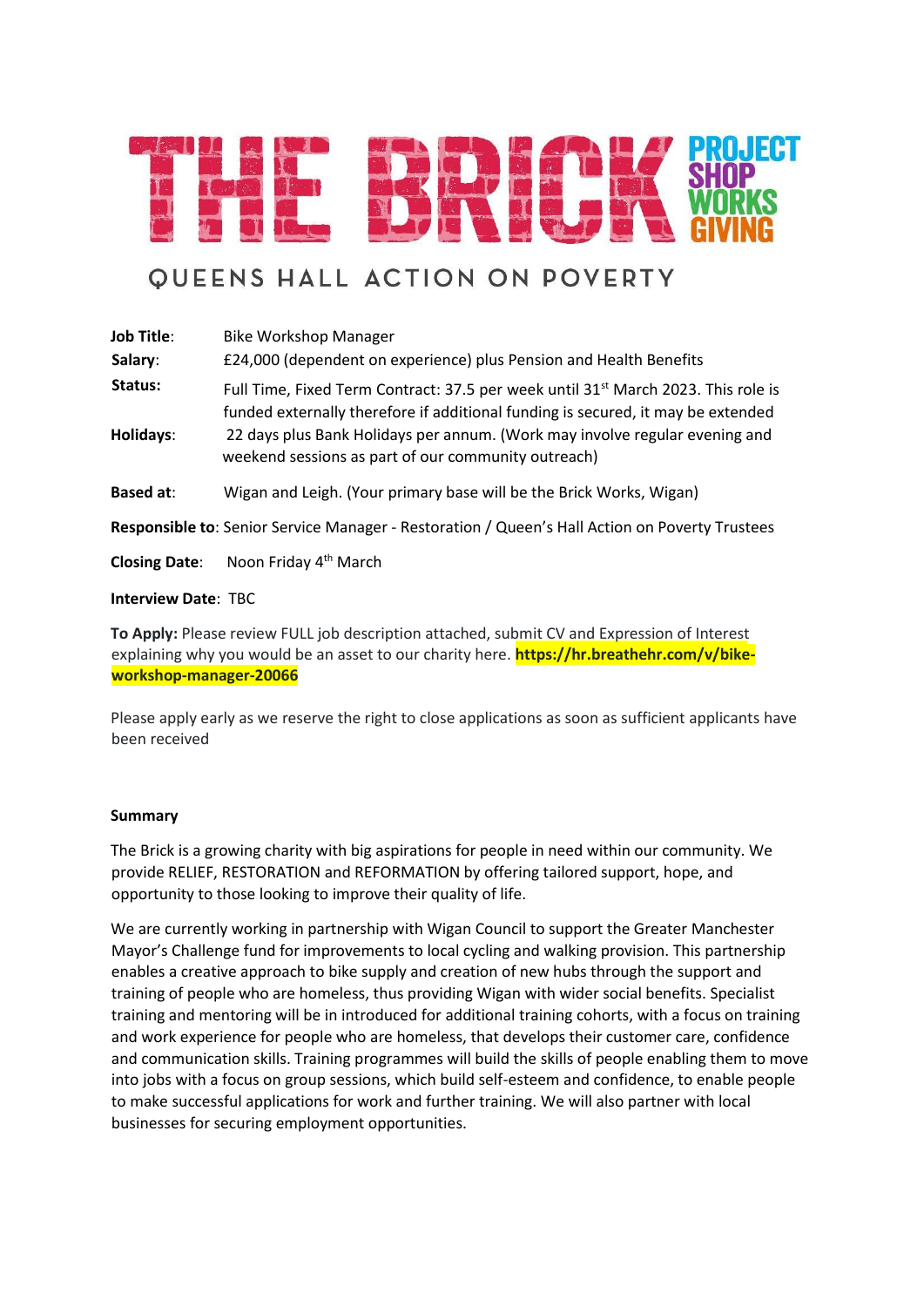# THE BRICK

PROJECT SHOP WORKS GIVING

QUEENS HALL ACTION ON POVERTY

**Job Title**: Bike Workshop Manager

**Salary**: £24,000 (dependent on experience) plus Pension and Health Benefits

**Status:** Full Time, Fixed Term Contract: 37.5 per week until 31st March 2023. This role is funded externally therefore if additional funding is secured, it may be extended

**Holidays**: 22 days plus Bank Holidays per annum. (Work may involve regular evening and weekend sessions as part of our community outreach)

**Based at**: Wigan and Leigh. (Your primary base will be the Brick Works, Wigan)

**Responsible to**: Senior Service Manager - Restoration / Queen's Hall Action on Poverty Trustees

**Closing Date**: Noon Friday 4th March

**Interview Date**: TBC

**To Apply:** Please review FULL job description attached, submit CV and Expression of Interest explaining why you would be an asset to our charity here. **https://hr.breathehr.com/v/bike-workshop-manager-20066**

Please apply early as we reserve the right to close applications as soon as sufficient applicants have been received

**Summary**

The Brick is a growing charity with big aspirations for people in need within our community. We provide RELIEF, RESTORATION and REFORMATION by offering tailored support, hope, and opportunity to those looking to improve their quality of life.

We are currently working in partnership with Wigan Council to support the Greater Manchester Mayor's Challenge fund for improvements to local cycling and walking provision. This partnership enables a creative approach to bike supply and creation of new hubs through the support and training of people who are homeless, thus providing Wigan with wider social benefits. Specialist training and mentoring will be in introduced for additional training cohorts, with a focus on training and work experience for people who are homeless, that develops their customer care, confidence and communication skills. Training programmes will build the skills of people enabling them to move into jobs with a focus on group sessions, which build self-esteem and confidence, to enable people to make successful applications for work and further training. We will also partner with local businesses for securing employment opportunities.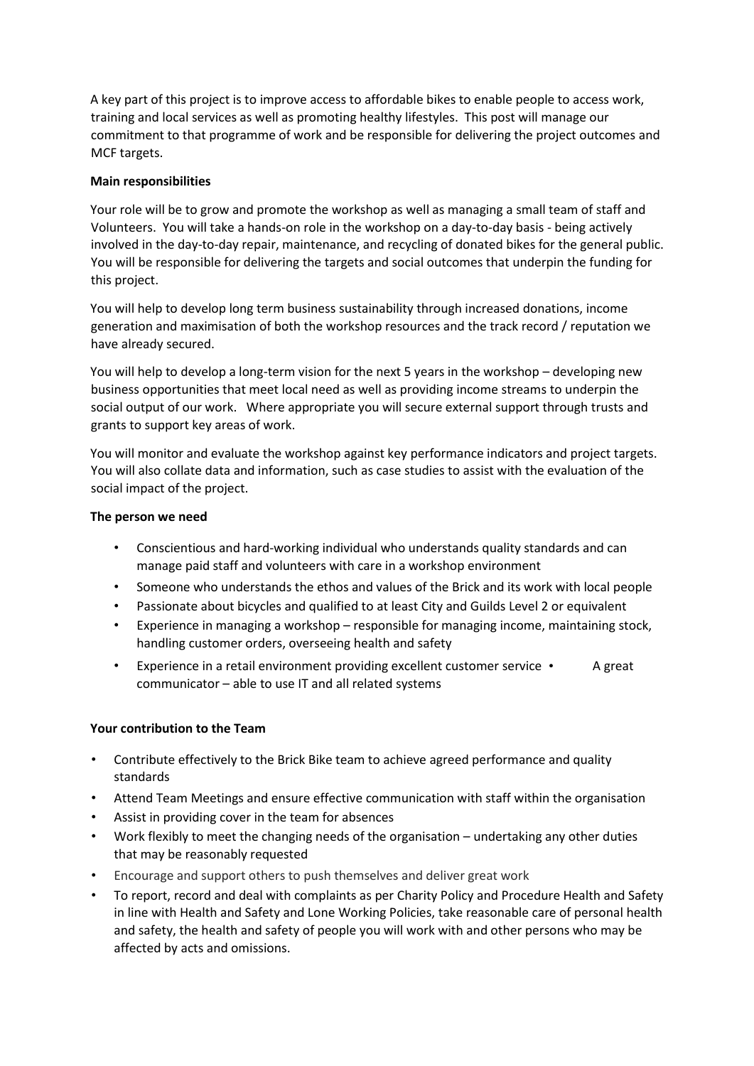A key part of this project is to improve access to affordable bikes to enable people to access work, training and local services as well as promoting healthy lifestyles. This post will manage our commitment to that programme of work and be responsible for delivering the project outcomes and MCF targets.

**Main responsibilities**

Your role will be to grow and promote the workshop as well as managing a small team of staff and Volunteers. You will take a hands-on role in the workshop on a day-to-day basis - being actively involved in the day-to-day repair, maintenance, and recycling of donated bikes for the general public. You will be responsible for delivering the targets and social outcomes that underpin the funding for this project.

You will help to develop long term business sustainability through increased donations, income generation and maximisation of both the workshop resources and the track record / reputation we have already secured.

You will help to develop a long-term vision for the next 5 years in the workshop – developing new business opportunities that meet local need as well as providing income streams to underpin the social output of our work. Where appropriate you will secure external support through trusts and grants to support key areas of work.

You will monitor and evaluate the workshop against key performance indicators and project targets. You will also collate data and information, such as case studies to assist with the evaluation of the social impact of the project.

**The person we need**

- Conscientious and hard-working individual who understands quality standards and can manage paid staff and volunteers with care in a workshop environment
- Someone who understands the ethos and values of the Brick and its work with local people
- Passionate about bicycles and qualified to at least City and Guilds Level 2 or equivalent
- Experience in managing a workshop – responsible for managing income, maintaining stock, handling customer orders, overseeing health and safety
- Experience in a retail environment providing excellent customer service
- A great communicator – able to use IT and all related systems

**Your contribution to the Team**

- Contribute effectively to the Brick Bike team to achieve agreed performance and quality standards
- Attend Team Meetings and ensure effective communication with staff within the organisation
- Assist in providing cover in the team for absences
- Work flexibly to meet the changing needs of the organisation – undertaking any other duties that may be reasonably requested
- Encourage and support others to push themselves and deliver great work
- To report, record and deal with complaints as per Charity Policy and Procedure Health and Safety in line with Health and Safety and Lone Working Policies, take reasonable care of personal health and safety, the health and safety of people you will work with and other persons who may be affected by acts and omissions.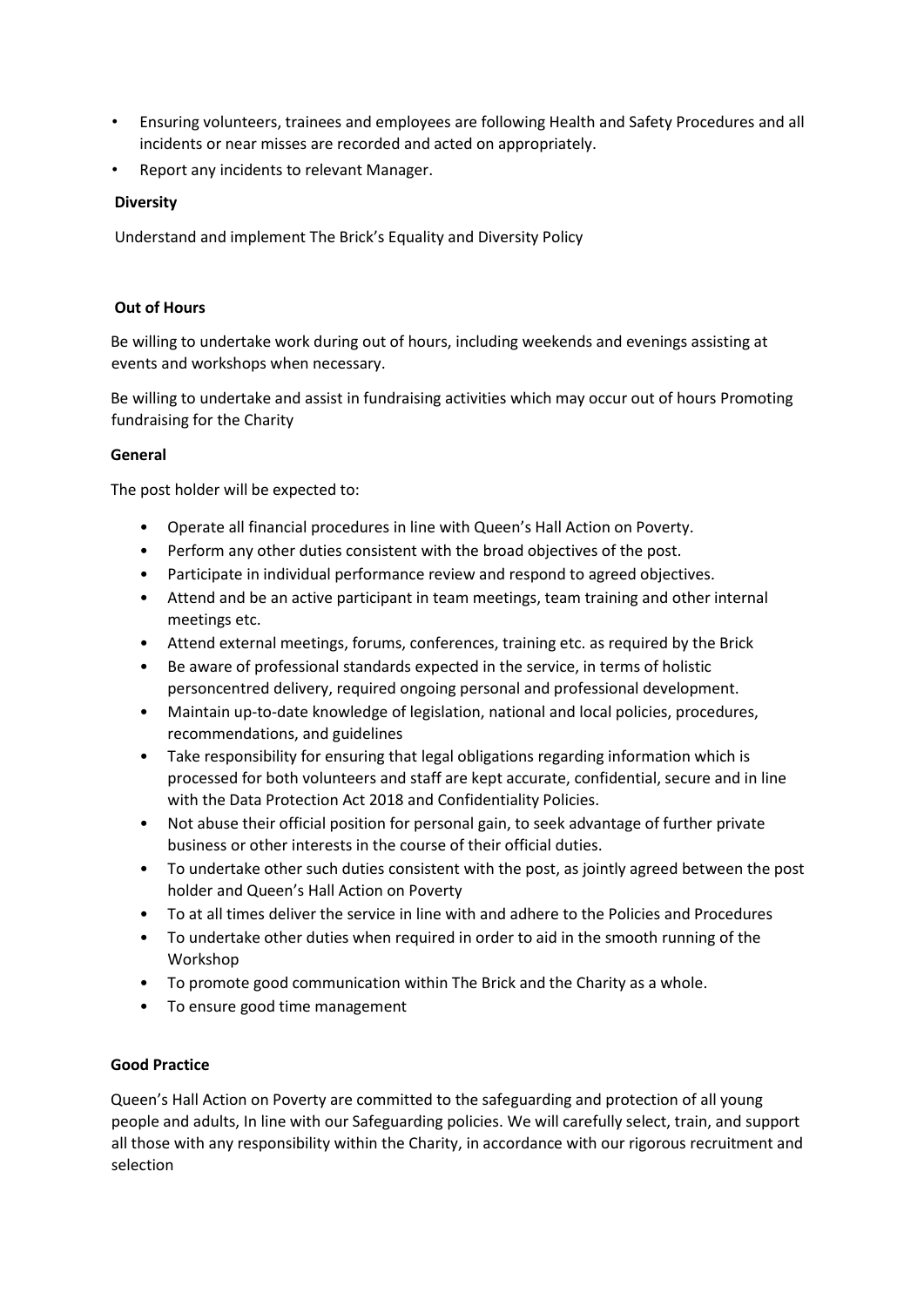- Ensuring volunteers, trainees and employees are following Health and Safety Procedures and all incidents or near misses are recorded and acted on appropriately.
- Report any incidents to relevant Manager.

**Diversity**

Understand and implement The Brick's Equality and Diversity Policy

**Out of Hours**

Be willing to undertake work during out of hours, including weekends and evenings assisting at events and workshops when necessary.

Be willing to undertake and assist in fundraising activities which may occur out of hours Promoting fundraising for the Charity

**General**

The post holder will be expected to:

- Operate all financial procedures in line with Queen's Hall Action on Poverty.
- Perform any other duties consistent with the broad objectives of the post.
- Participate in individual performance review and respond to agreed objectives.
- Attend and be an active participant in team meetings, team training and other internal meetings etc.
- Attend external meetings, forums, conferences, training etc. as required by the Brick
- Be aware of professional standards expected in the service, in terms of holistic personcentred delivery, required ongoing personal and professional development.
- Maintain up-to-date knowledge of legislation, national and local policies, procedures, recommendations, and guidelines
- Take responsibility for ensuring that legal obligations regarding information which is processed for both volunteers and staff are kept accurate, confidential, secure and in line with the Data Protection Act 2018 and Confidentiality Policies.
- Not abuse their official position for personal gain, to seek advantage of further private business or other interests in the course of their official duties.
- To undertake other such duties consistent with the post, as jointly agreed between the post holder and Queen's Hall Action on Poverty
- To at all times deliver the service in line with and adhere to the Policies and Procedures
- To undertake other duties when required in order to aid in the smooth running of the Workshop
- To promote good communication within The Brick and the Charity as a whole.
- To ensure good time management

**Good Practice**

Queen's Hall Action on Poverty are committed to the safeguarding and protection of all young people and adults, In line with our Safeguarding policies. We will carefully select, train, and support all those with any responsibility within the Charity, in accordance with our rigorous recruitment and selection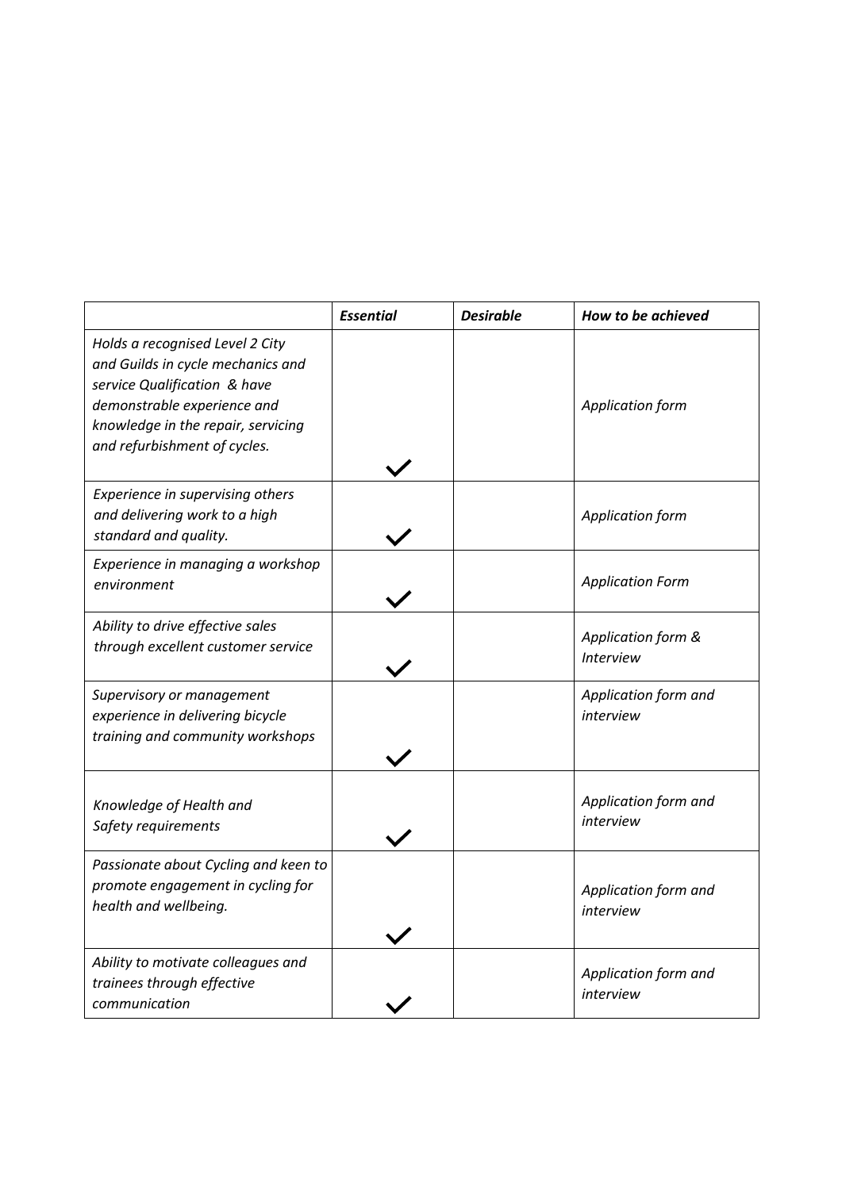| | *Essential* | *Desirable* | *How to be achieved* |
|---|---|---|---|
| *Holds a recognised Level 2 City and Guilds in cycle mechanics and service Qualification & have demonstrable experience and knowledge in the repair, servicing and refurbishment of cycles.* | ✓ | | *Application form* |
| *Experience in supervising others and delivering work to a high standard and quality.* | ✓ | | *Application form* |
| *Experience in managing a workshop environment* | ✓ | | *Application Form* |
| *Ability to drive effective sales through excellent customer service* | ✓ | | *Application form & Interview* |
| *Supervisory or management experience in delivering bicycle training and community workshops* | ✓ | | *Application form and interview* |
| *Knowledge of Health and Safety requirements* | ✓ | | *Application form and interview* |
| *Passionate about Cycling and keen to promote engagement in cycling for health and wellbeing.* | ✓ | | *Application form and interview* |
| *Ability to motivate colleagues and trainees through effective communication* | ✓ | | *Application form and interview* |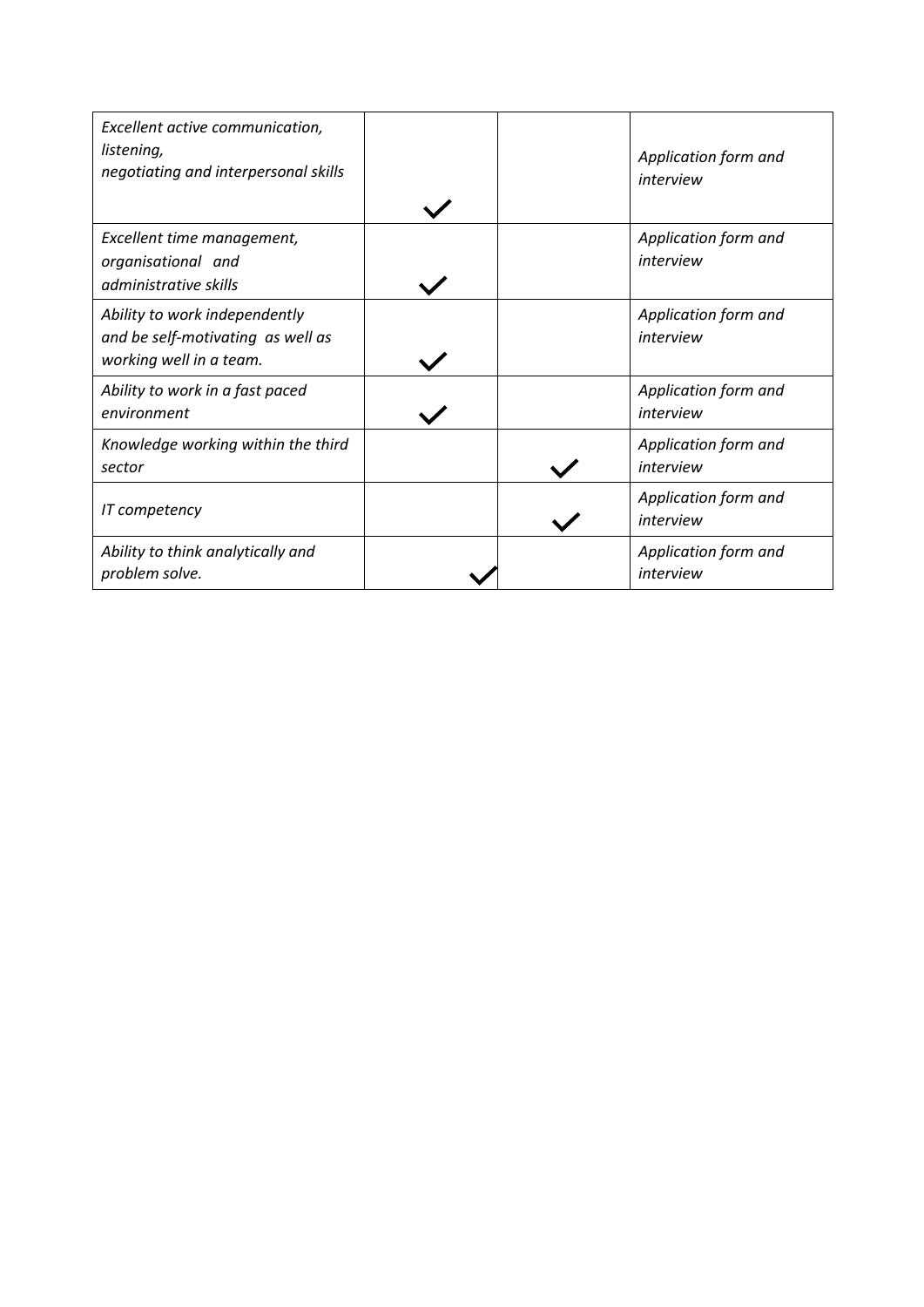| | | | |
|---|---|---|---|
| *Excellent active communication, listening, negotiating and interpersonal skills* | ✓ | | *Application form and interview* |
| *Excellent time management, organisational and administrative skills* | ✓ | | *Application form and interview* |
| *Ability to work independently and be self-motivating as well as working well in a team.* | ✓ | | *Application form and interview* |
| *Ability to work in a fast paced environment* | ✓ | | *Application form and interview* |
| *Knowledge working within the third sector* | | ✓ | *Application form and interview* |
| *IT competency* | | ✓ | *Application form and interview* |
| *Ability to think analytically and problem solve.* | ✓ | | *Application form and interview* |